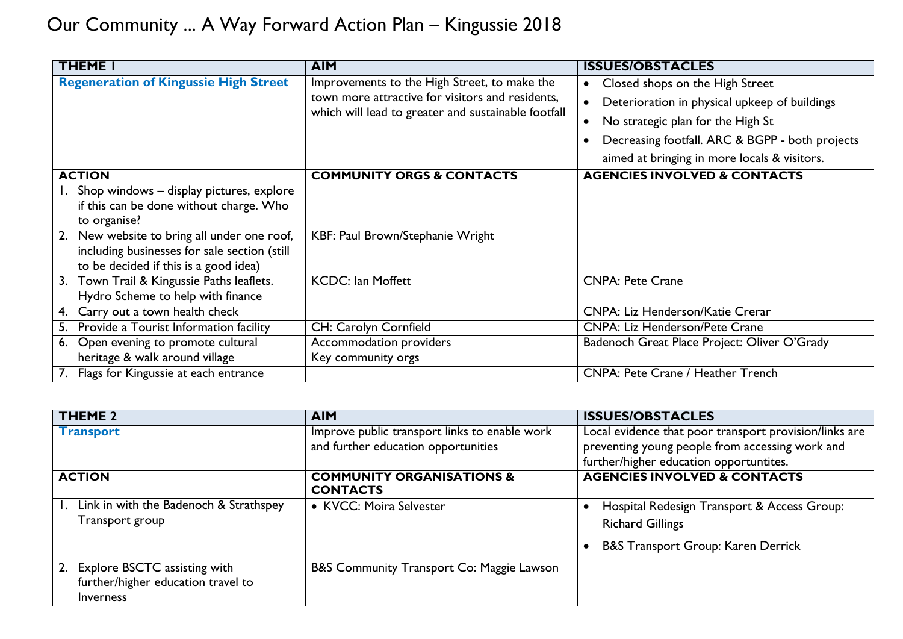# Our Community ... A Way Forward Action Plan – Kingussie 2018

| **THEME 1** | **AIM** | **ISSUES/OBSTACLES** |
|---|---|---|
| **Regeneration of Kingussie High Street** | Improvements to the High Street, to make the town more attractive for visitors and residents, which will lead to greater and sustainable footfall | • Closed shops on the High Street<br>• Deterioration in physical upkeep of buildings<br>• No strategic plan for the High St<br>• Decreasing footfall. ARC & BGPP - both projects aimed at bringing in more locals & visitors. |
| **ACTION** | **COMMUNITY ORGS & CONTACTS** | **AGENCIES INVOLVED & CONTACTS** |
| 1. Shop windows – display pictures, explore if this can be done without charge. Who to organise? | | |
| 2. New website to bring all under one roof, including businesses for sale section (still to be decided if this is a good idea) | KBF: Paul Brown/Stephanie Wright | |
| 3. Town Trail & Kingussie Paths leaflets. Hydro Scheme to help with finance | KCDC: Ian Moffett | CNPA: Pete Crane |
| 4. Carry out a town health check | | CNPA: Liz Henderson/Katie Crerar |
| 5. Provide a Tourist Information facility | CH: Carolyn Cornfield | CNPA: Liz Henderson/Pete Crane |
| 6. Open evening to promote cultural heritage & walk around village | Accommodation providers<br>Key community orgs | Badenoch Great Place Project: Oliver O'Grady |
| 7. Flags for Kingussie at each entrance | | CNPA: Pete Crane / Heather Trench |

| **THEME 2** | **AIM** | **ISSUES/OBSTACLES** |
|---|---|---|
| **Transport** | Improve public transport links to enable work and further education opportunities | Local evidence that poor transport provision/links are preventing young people from accessing work and further/higher education opportuntites. |
| **ACTION** | **COMMUNITY ORGANISATIONS & CONTACTS** | **AGENCIES INVOLVED & CONTACTS** |
| 1. Link in with the Badenoch & Strathspey Transport group | • KVCC: Moira Selvester | • Hospital Redesign Transport & Access Group: Richard Gillings<br>• B&S Transport Group: Karen Derrick |
| 2. Explore BSCTC assisting with further/higher education travel to Inverness | B&S Community Transport Co: Maggie Lawson | |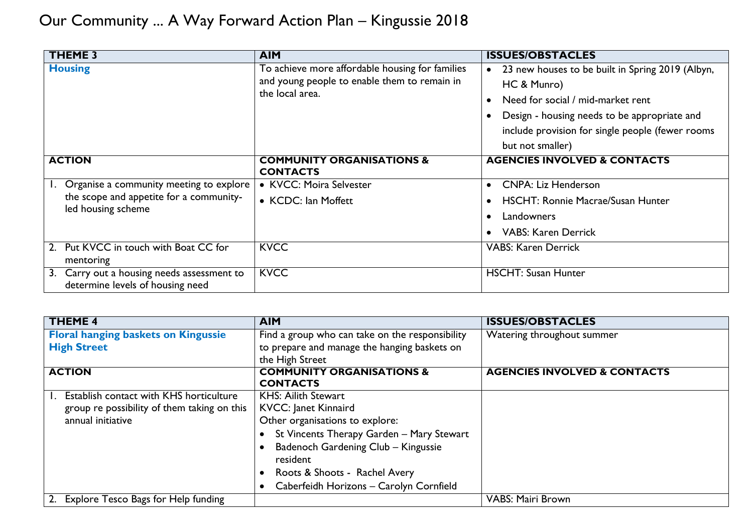# Our Community ... A Way Forward Action Plan – Kingussie 2018

| THEME 3 | AIM | ISSUES/OBSTACLES |
|---|---|---|
| **Housing** | To achieve more affordable housing for families and young people to enable them to remain in the local area. | • 23 new houses to be built in Spring 2019 (Albyn, HC & Munro)<br>• Need for social / mid-market rent<br>• Design - housing needs to be appropriate and include provision for single people (fewer rooms but not smaller) |
| **ACTION** | **COMMUNITY ORGANISATIONS & CONTACTS** | **AGENCIES INVOLVED & CONTACTS** |
| 1. Organise a community meeting to explore the scope and appetite for a community-led housing scheme | • KVCC: Moira Selvester<br>• KCDC: Ian Moffett | • CNPA: Liz Henderson<br>• HSCHT: Ronnie Macrae/Susan Hunter<br>• Landowners<br>• VABS: Karen Derrick |
| 2. Put KVCC in touch with Boat CC for mentoring | KVCC | VABS: Karen Derrick |
| 3. Carry out a housing needs assessment to determine levels of housing need | KVCC | HSCHT: Susan Hunter |

| THEME 4 | AIM | ISSUES/OBSTACLES |
|---|---|---|
| **Floral hanging baskets on Kingussie High Street** | Find a group who can take on the responsibility to prepare and manage the hanging baskets on the High Street | Watering throughout summer |
| **ACTION** | **COMMUNITY ORGANISATIONS & CONTACTS** | **AGENCIES INVOLVED & CONTACTS** |
| 1. Establish contact with KHS horticulture group re possibility of them taking on this annual initiative | KHS: Ailith Stewart<br>KVCC: Janet Kinnaird<br>Other organisations to explore:<br>• St Vincents Therapy Garden – Mary Stewart<br>• Badenoch Gardening Club – Kingussie resident<br>• Roots & Shoots - Rachel Avery<br>• Caberfeidh Horizons – Carolyn Cornfield | |
| 2. Explore Tesco Bags for Help funding | | VABS: Mairi Brown |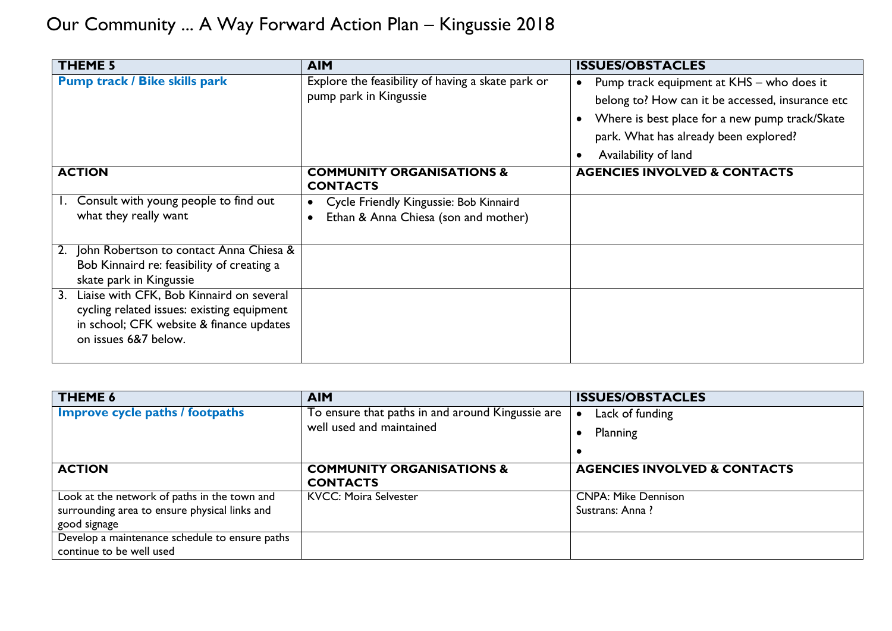# Our Community ... A Way Forward Action Plan – Kingussie 2018

| **THEME 5** | **AIM** | **ISSUES/OBSTACLES** |
| --- | --- | --- |
| **Pump track / Bike skills park** | Explore the feasibility of having a skate park or pump park in Kingussie | • Pump track equipment at KHS – who does it belong to? How can it be accessed, insurance etc<br>• Where is best place for a new pump track/Skate park. What has already been explored?<br>• Availability of land |
| **ACTION** | **COMMUNITY ORGANISATIONS & CONTACTS** | **AGENCIES INVOLVED & CONTACTS** |
| 1. Consult with young people to find out what they really want | • Cycle Friendly Kingussie: Bob Kinnaird<br>• Ethan & Anna Chiesa (son and mother) | |
| 2. John Robertson to contact Anna Chiesa & Bob Kinnaird re: feasibility of creating a skate park in Kingussie | | |
| 3. Liaise with CFK, Bob Kinnaird on several cycling related issues: existing equipment in school; CFK website & finance updates on issues 6&7 below. | | |

| **THEME 6** | **AIM** | **ISSUES/OBSTACLES** |
| --- | --- | --- |
| **Improve cycle paths / footpaths** | To ensure that paths in and around Kingussie are well used and maintained | • Lack of funding<br>• Planning<br>• |
| **ACTION** | **COMMUNITY ORGANISATIONS & CONTACTS** | **AGENCIES INVOLVED & CONTACTS** |
| Look at the network of paths in the town and surrounding area to ensure physical links and good signage | KVCC: Moira Selvester | CNPA: Mike Dennison<br>Sustrans: Anna ? |
| Develop a maintenance schedule to ensure paths continue to be well used | | |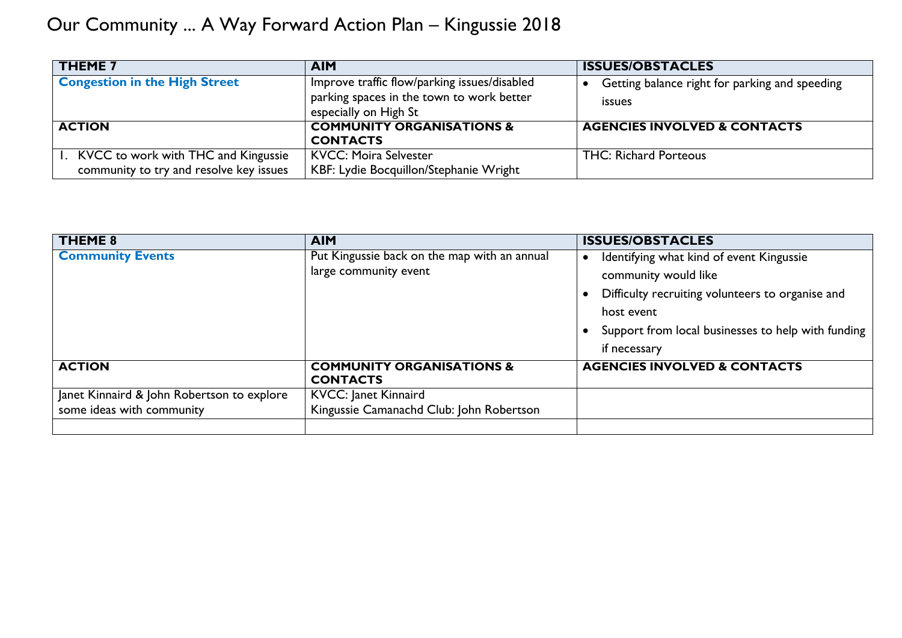# Our Community ... A Way Forward Action Plan – Kingussie 2018

| **THEME 7** | **AIM** | **ISSUES/OBSTACLES** |
| --- | --- | --- |
| **Congestion in the High Street** | Improve traffic flow/parking issues/disabled parking spaces in the town to work better especially on High St | • Getting balance right for parking and speeding issues |
| **ACTION** | **COMMUNITY ORGANISATIONS & CONTACTS** | **AGENCIES INVOLVED & CONTACTS** |
| 1. KVCC to work with THC and Kingussie community to try and resolve key issues | KVCC: Moira Selvester<br>KBF: Lydie Bocquillon/Stephanie Wright | THC: Richard Porteous |

| **THEME 8** | **AIM** | **ISSUES/OBSTACLES** |
| --- | --- | --- |
| **Community Events** | Put Kingussie back on the map with an annual large community event | • Identifying what kind of event Kingussie community would like<br>• Difficulty recruiting volunteers to organise and host event<br>• Support from local businesses to help with funding if necessary |
| **ACTION** | **COMMUNITY ORGANISATIONS & CONTACTS** | **AGENCIES INVOLVED & CONTACTS** |
| Janet Kinnaird & John Robertson to explore some ideas with community | KVCC: Janet Kinnaird<br>Kingussie Camanachd Club: John Robertson | |
| | | |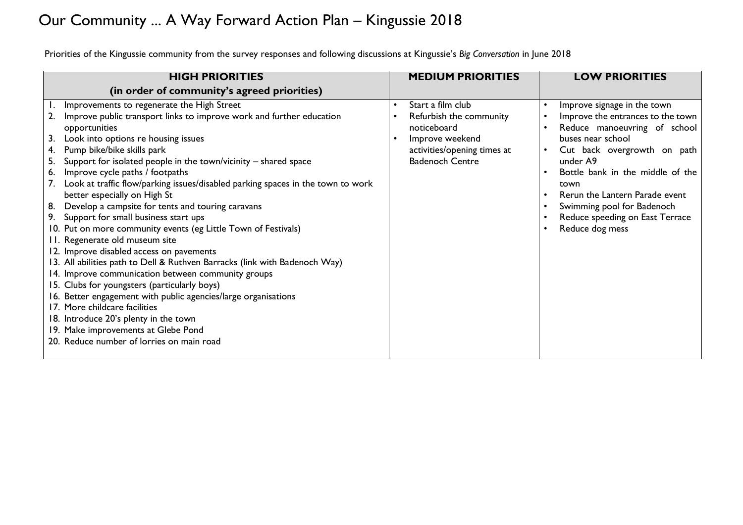# Our Community ... A Way Forward Action Plan – Kingussie 2018

Priorities of the Kingussie community from the survey responses and following discussions at Kingussie's *Big Conversation* in June 2018

| HIGH PRIORITIES (in order of community's agreed priorities) | MEDIUM PRIORITIES | LOW PRIORITIES |
|---|---|---|
| 1. Improvements to regenerate the High Street<br>2. Improve public transport links to improve work and further education opportunities<br>3. Look into options re housing issues<br>4. Pump bike/bike skills park<br>5. Support for isolated people in the town/vicinity – shared space<br>6. Improve cycle paths / footpaths<br>7. Look at traffic flow/parking issues/disabled parking spaces in the town to work better especially on High St<br>8. Develop a campsite for tents and touring caravans<br>9. Support for small business start ups<br>10. Put on more community events (eg Little Town of Festivals)<br>11. Regenerate old museum site<br>12. Improve disabled access on pavements<br>13. All abilities path to Dell & Ruthven Barracks (link with Badenoch Way)<br>14. Improve communication between community groups<br>15. Clubs for youngsters (particularly boys)<br>16. Better engagement with public agencies/large organisations<br>17. More childcare facilities<br>18. Introduce 20's plenty in the town<br>19. Make improvements at Glebe Pond<br>20. Reduce number of lorries on main road | • Start a film club<br>• Refurbish the community noticeboard<br>• Improve weekend activities/opening times at Badenoch Centre | • Improve signage in the town<br>• Improve the entrances to the town<br>• Reduce manoeuvring of school buses near school<br>• Cut back overgrowth on path under A9<br>• Bottle bank in the middle of the town<br>• Rerun the Lantern Parade event<br>• Swimming pool for Badenoch<br>• Reduce speeding on East Terrace<br>• Reduce dog mess |